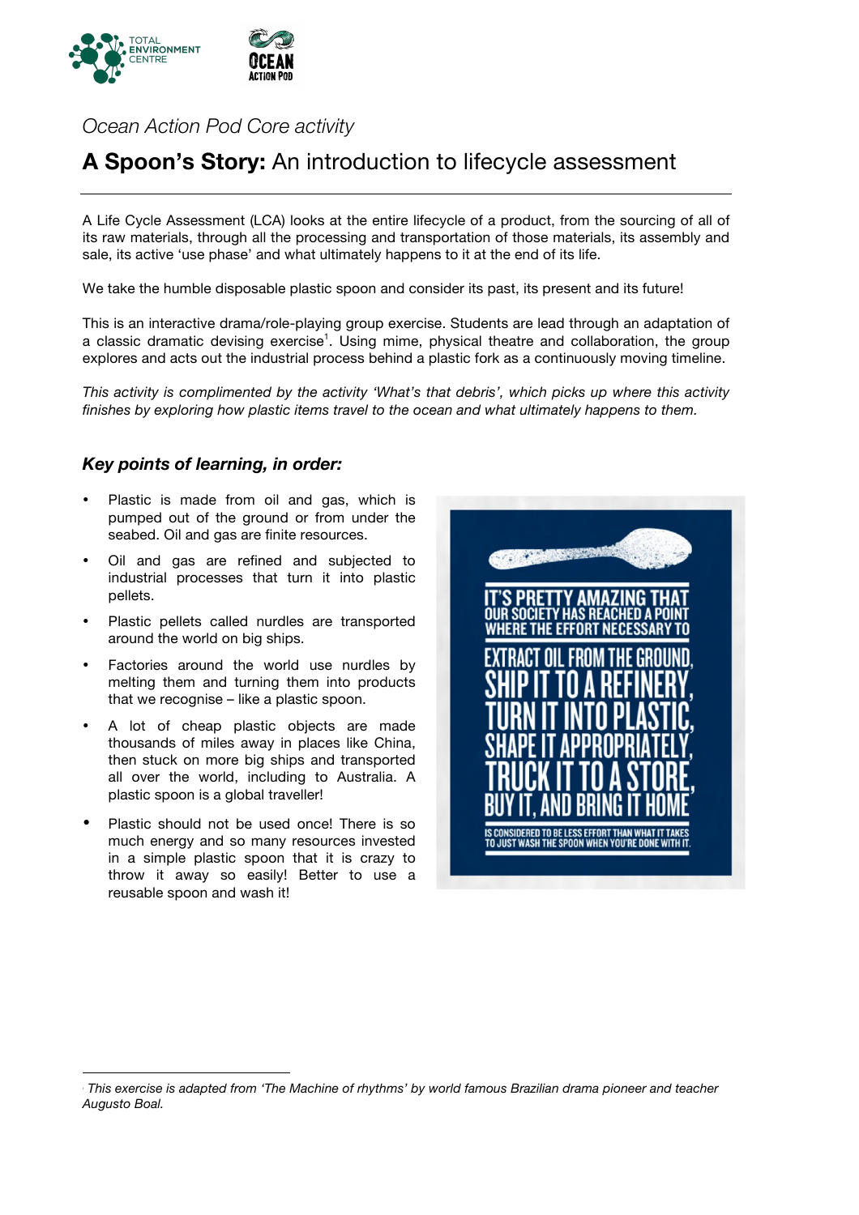*Ocean Action Pod Core activity*

# **A Spoon's Story:** An introduction to lifecycle assessment

A Life Cycle Assessment (LCA) looks at the entire lifecycle of a product, from the sourcing of all of its raw materials, through all the processing and transportation of those materials, its assembly and sale, its active 'use phase' and what ultimately happens to it at the end of its life.

We take the humble disposable plastic spoon and consider its past, its present and its future!

This is an interactive drama/role-playing group exercise. Students are lead through an adaptation of a classic dramatic devising exercise[1]. Using mime, physical theatre and collaboration, the group explores and acts out the industrial process behind a plastic fork as a continuously moving timeline.

*This activity is complimented by the activity 'What's that debris', which picks up where this activity finishes by exploring how plastic items travel to the ocean and what ultimately happens to them.*

## ***Key points of learning, in order:***

- Plastic is made from oil and gas, which is pumped out of the ground or from under the seabed. Oil and gas are finite resources.
- Oil and gas are refined and subjected to industrial processes that turn it into plastic pellets.
- Plastic pellets called nurdles are transported around the world on big ships.
- Factories around the world use nurdles by melting them and turning them into products that we recognise – like a plastic spoon.
- A lot of cheap plastic objects are made thousands of miles away in places like China, then stuck on more big ships and transported all over the world, including to Australia. A plastic spoon is a global traveller!
- Plastic should not be used once! There is so much energy and so many resources invested in a simple plastic spoon that it is crazy to throw it away so easily! Better to use a reusable spoon and wash it!

IT'S PRETTY AMAZING THAT OUR SOCIETY HAS REACHED A POINT WHERE THE EFFORT NECESSARY TO EXTRACT OIL FROM THE GROUND, SHIP IT TO A REFINERY, TURN IT INTO PLASTIC, SHAPE IT APPROPRIATELY, TRUCK IT TO A STORE, BUY IT, AND BRING IT HOME IS CONSIDERED TO BE LESS EFFORT THAN WHAT IT TAKES TO JUST WASH THE SPOON WHEN YOU'RE DONE WITH IT.

---

[1] *This exercise is adapted from 'The Machine of rhythms' by world famous Brazilian drama pioneer and teacher Augusto Boal.*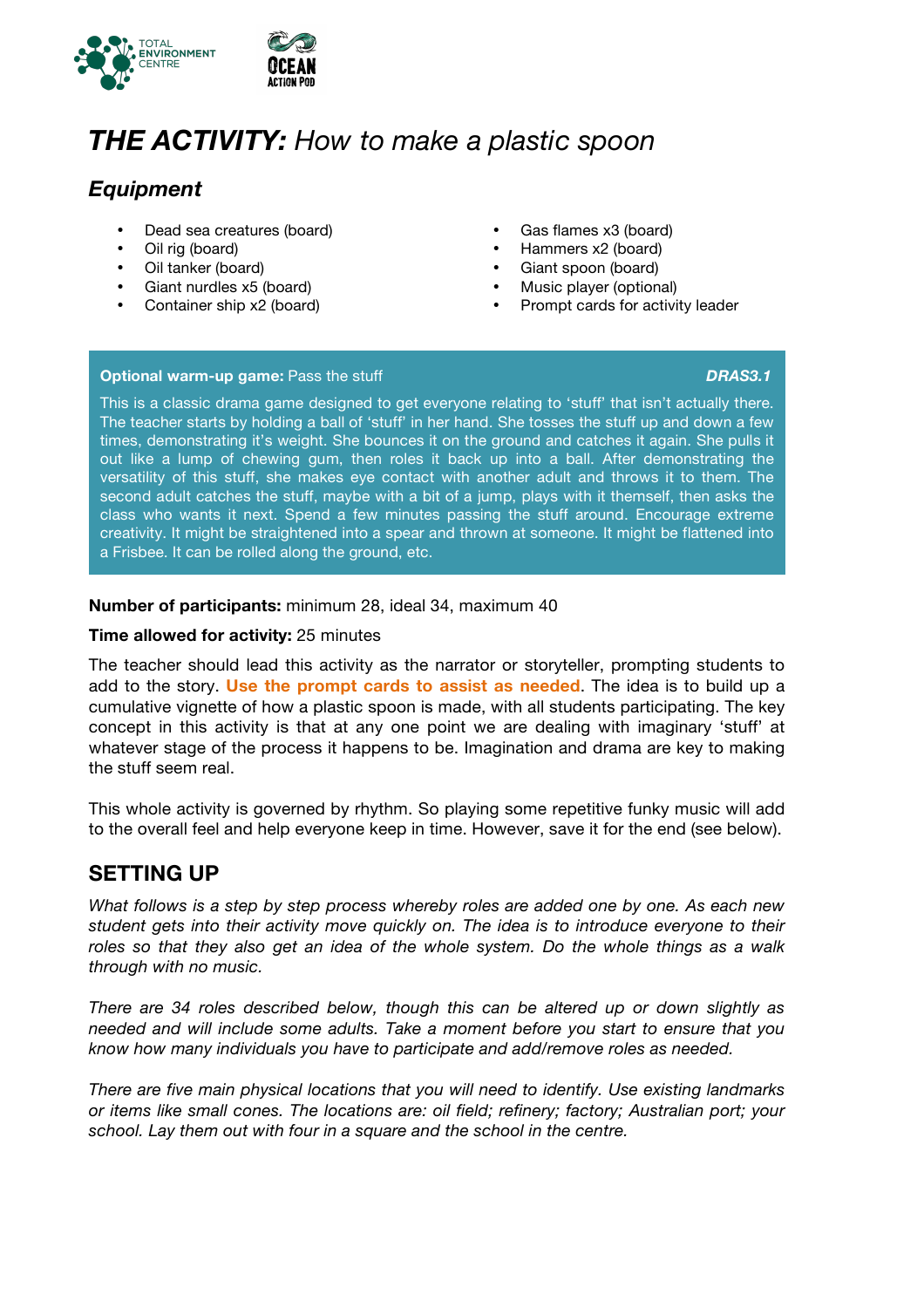# ***THE ACTIVITY:*** *How to make a plastic spoon*

## *Equipment*

- Dead sea creatures (board)
- Oil rig (board)
- Oil tanker (board)
- Giant nurdles x5 (board)
- Container ship x2 (board)
- Gas flames x3 (board)
- Hammers x2 (board)
- Giant spoon (board)
- Music player (optional)
- Prompt cards for activity leader

**Optional warm-up game:** Pass the stuff ***DRAS3.1***

This is a classic drama game designed to get everyone relating to 'stuff' that isn't actually there. The teacher starts by holding a ball of 'stuff' in her hand. She tosses the stuff up and down a few times, demonstrating it's weight. She bounces it on the ground and catches it again. She pulls it out like a lump of chewing gum, then roles it back up into a ball. After demonstrating the versatility of this stuff, she makes eye contact with another adult and throws it to them. The second adult catches the stuff, maybe with a bit of a jump, plays with it themself, then asks the class who wants it next. Spend a few minutes passing the stuff around. Encourage extreme creativity. It might be straightened into a spear and thrown at someone. It might be flattened into a Frisbee. It can be rolled along the ground, etc.

**Number of participants:** minimum 28, ideal 34, maximum 40

**Time allowed for activity:** 25 minutes

The teacher should lead this activity as the narrator or storyteller, prompting students to add to the story. **Use the prompt cards to assist as needed**. The idea is to build up a cumulative vignette of how a plastic spoon is made, with all students participating. The key concept in this activity is that at any one point we are dealing with imaginary 'stuff' at whatever stage of the process it happens to be. Imagination and drama are key to making the stuff seem real.

This whole activity is governed by rhythm. So playing some repetitive funky music will add to the overall feel and help everyone keep in time. However, save it for the end (see below).

## SETTING UP

*What follows is a step by step process whereby roles are added one by one. As each new student gets into their activity move quickly on. The idea is to introduce everyone to their roles so that they also get an idea of the whole system. Do the whole things as a walk through with no music.*

*There are 34 roles described below, though this can be altered up or down slightly as needed and will include some adults. Take a moment before you start to ensure that you know how many individuals you have to participate and add/remove roles as needed.*

*There are five main physical locations that you will need to identify. Use existing landmarks or items like small cones. The locations are: oil field; refinery; factory; Australian port; your school. Lay them out with four in a square and the school in the centre.*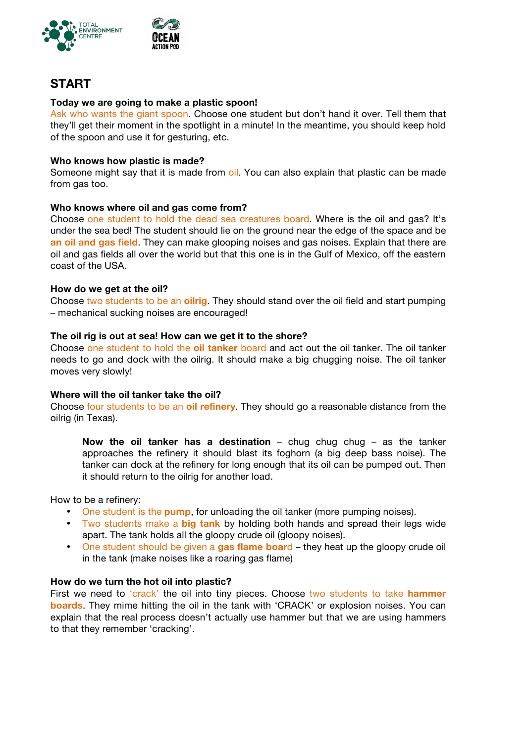## START

**Today we are going to make a plastic spoon!**
Ask who wants the giant spoon. Choose one student but don't hand it over. Tell them that they'll get their moment in the spotlight in a minute! In the meantime, you should keep hold of the spoon and use it for gesturing, etc.

**Who knows how plastic is made?**
Someone might say that it is made from oil. You can also explain that plastic can be made from gas too.

**Who knows where oil and gas come from?**
Choose one student to hold the dead sea creatures board. Where is the oil and gas? It's under the sea bed! The student should lie on the ground near the edge of the space and be **an oil and gas field**. They can make glooping noises and gas noises. Explain that there are oil and gas fields all over the world but that this one is in the Gulf of Mexico, off the eastern coast of the USA.

**How do we get at the oil?**
Choose two students to be an **oilrig**. They should stand over the oil field and start pumping – mechanical sucking noises are encouraged!

**The oil rig is out at sea! How can we get it to the shore?**
Choose one student to hold the **oil tanker** board and act out the oil tanker. The oil tanker needs to go and dock with the oilrig. It should make a big chugging noise. The oil tanker moves very slowly!

**Where will the oil tanker take the oil?**
Choose four students to be an **oil refinery**. They should go a reasonable distance from the oilrig (in Texas).

> **Now the oil tanker has a destination** – chug chug chug – as the tanker approaches the refinery it should blast its foghorn (a big deep bass noise). The tanker can dock at the refinery for long enough that its oil can be pumped out. Then it should return to the oilrig for another load.

How to be a refinery:

- One student is the **pump**, for unloading the oil tanker (more pumping noises).
- Two students make a **big tank** by holding both hands and spread their legs wide apart. The tank holds all the gloopy crude oil (gloopy noises).
- One student should be given a **gas flame board** – they heat up the gloopy crude oil in the tank (make noises like a roaring gas flame)

**How do we turn the hot oil into plastic?**
First we need to 'crack' the oil into tiny pieces. Choose two students to take **hammer boards**. They mime hitting the oil in the tank with 'CRACK' or explosion noises. You can explain that the real process doesn't actually use hammer but that we are using hammers to that they remember 'cracking'.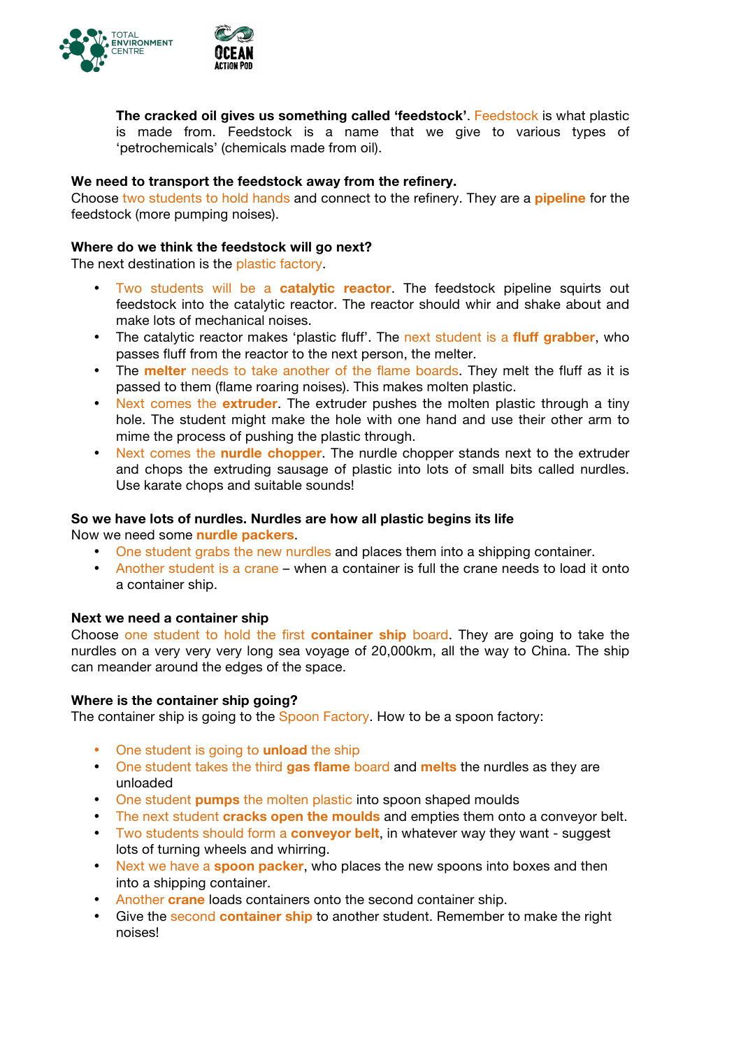**The cracked oil gives us something called 'feedstock'**. Feedstock is what plastic is made from. Feedstock is a name that we give to various types of 'petrochemicals' (chemicals made from oil).

**We need to transport the feedstock away from the refinery.**
Choose two students to hold hands and connect to the refinery. They are a **pipeline** for the feedstock (more pumping noises).

**Where do we think the feedstock will go next?**
The next destination is the plastic factory.

- Two students will be a **catalytic reactor**. The feedstock pipeline squirts out feedstock into the catalytic reactor. The reactor should whir and shake about and make lots of mechanical noises.
- The catalytic reactor makes 'plastic fluff'. The next student is a **fluff grabber**, who passes fluff from the reactor to the next person, the melter.
- The **melter** needs to take another of the flame boards. They melt the fluff as it is passed to them (flame roaring noises). This makes molten plastic.
- Next comes the **extruder**. The extruder pushes the molten plastic through a tiny hole. The student might make the hole with one hand and use their other arm to mime the process of pushing the plastic through.
- Next comes the **nurdle chopper**. The nurdle chopper stands next to the extruder and chops the extruding sausage of plastic into lots of small bits called nurdles. Use karate chops and suitable sounds!

**So we have lots of nurdles. Nurdles are how all plastic begins its life**
Now we need some **nurdle packers**.

- One student grabs the new nurdles and places them into a shipping container.
- Another student is a crane – when a container is full the crane needs to load it onto a container ship.

**Next we need a container ship**
Choose one student to hold the first **container ship** board. They are going to take the nurdles on a very very very long sea voyage of 20,000km, all the way to China. The ship can meander around the edges of the space.

**Where is the container ship going?**
The container ship is going to the Spoon Factory. How to be a spoon factory:

- One student is going to **unload** the ship
- One student takes the third **gas flame** board and **melts** the nurdles as they are unloaded
- One student **pumps** the molten plastic into spoon shaped moulds
- The next student **cracks open the moulds** and empties them onto a conveyor belt.
- Two students should form a **conveyor belt**, in whatever way they want - suggest lots of turning wheels and whirring.
- Next we have a **spoon packer**, who places the new spoons into boxes and then into a shipping container.
- Another **crane** loads containers onto the second container ship.
- Give the second **container ship** to another student. Remember to make the right noises!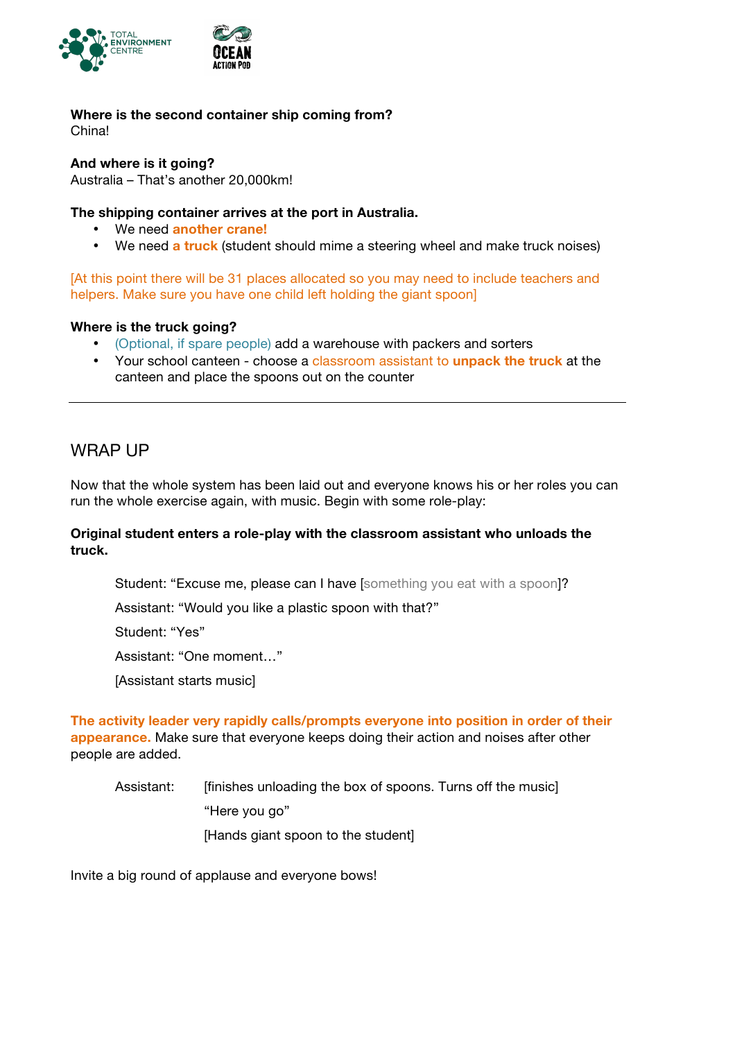**Where is the second container ship coming from?**
China!

**And where is it going?**
Australia – That's another 20,000km!

**The shipping container arrives at the port in Australia.**

- We need **another crane!**
- We need **a truck** (student should mime a steering wheel and make truck noises)

[At this point there will be 31 places allocated so you may need to include teachers and helpers. Make sure you have one child left holding the giant spoon]

**Where is the truck going?**

- (Optional, if spare people) add a warehouse with packers and sorters
- Your school canteen - choose a classroom assistant to **unpack the truck** at the canteen and place the spoons out on the counter

---

## WRAP UP

Now that the whole system has been laid out and everyone knows his or her roles you can run the whole exercise again, with music. Begin with some role-play:

**Original student enters a role-play with the classroom assistant who unloads the truck.**

Student: "Excuse me, please can I have [something you eat with a spoon]?

Assistant: "Would you like a plastic spoon with that?"

Student: "Yes"

Assistant: "One moment…"

[Assistant starts music]

**The activity leader very rapidly calls/prompts everyone into position in order of their appearance.** Make sure that everyone keeps doing their action and noises after other people are added.

Assistant: [finishes unloading the box of spoons. Turns off the music]

"Here you go"

[Hands giant spoon to the student]

Invite a big round of applause and everyone bows!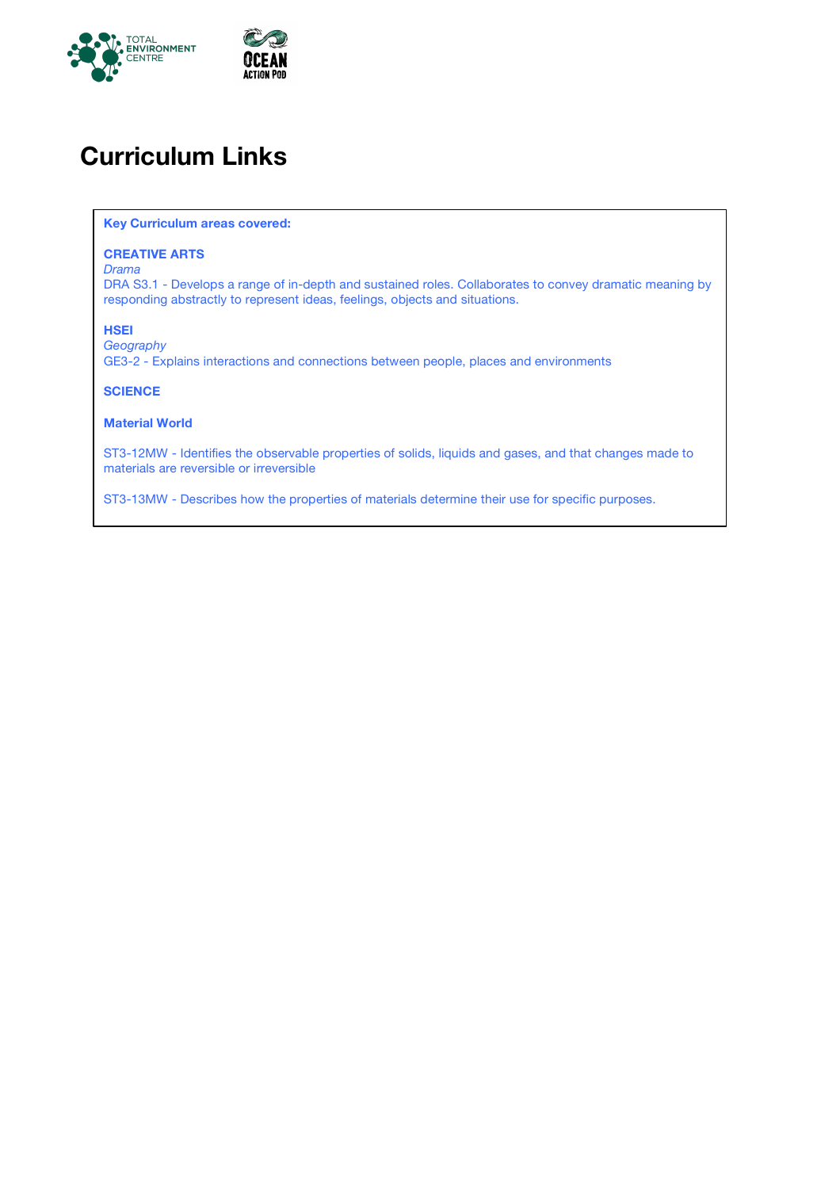# Curriculum Links

**Key Curriculum areas covered:**

**CREATIVE ARTS**

*Drama*

DRA S3.1 - Develops a range of in-depth and sustained roles. Collaborates to convey dramatic meaning by responding abstractly to represent ideas, feelings, objects and situations.

**HSEI**

*Geography*

GE3-2 - Explains interactions and connections between people, places and environments

**SCIENCE**

**Material World**

ST3-12MW - Identifies the observable properties of solids, liquids and gases, and that changes made to materials are reversible or irreversible

ST3-13MW - Describes how the properties of materials determine their use for specific purposes.